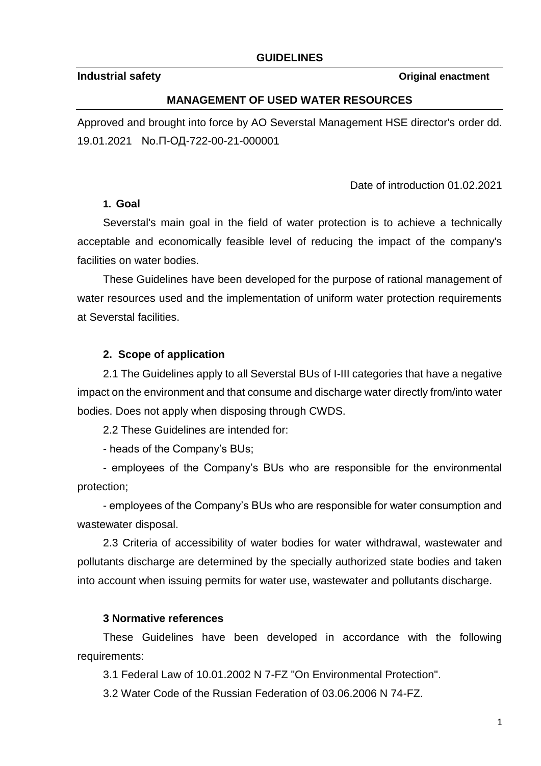**GUIDELINES**

**Industrial safety** **Original enactment**

## MANAGEMENT OF USED WATER RESOURCES

Approved and brought into force by AO Severstal Management HSE director's order dd. 19.01.2021 No.П-ОД-722-00-21-000001

Date of introduction 01.02.2021

### 1. Goal

Severstal's main goal in the field of water protection is to achieve a technically acceptable and economically feasible level of reducing the impact of the company's facilities on water bodies.

These Guidelines have been developed for the purpose of rational management of water resources used and the implementation of uniform water protection requirements at Severstal facilities.

### 2. Scope of application

2.1 The Guidelines apply to all Severstal BUs of I-III categories that have a negative impact on the environment and that consume and discharge water directly from/into water bodies. Does not apply when disposing through CWDS.

2.2 These Guidelines are intended for:

- heads of the Company's BUs;
- employees of the Company's BUs who are responsible for the environmental protection;
- employees of the Company's BUs who are responsible for water consumption and wastewater disposal.

2.3 Criteria of accessibility of water bodies for water withdrawal, wastewater and pollutants discharge are determined by the specially authorized state bodies and taken into account when issuing permits for water use, wastewater and pollutants discharge.

### 3 Normative references

These Guidelines have been developed in accordance with the following requirements:

3.1 Federal Law of 10.01.2002 N 7-FZ "On Environmental Protection".

3.2 Water Code of the Russian Federation of 03.06.2006 N 74-FZ.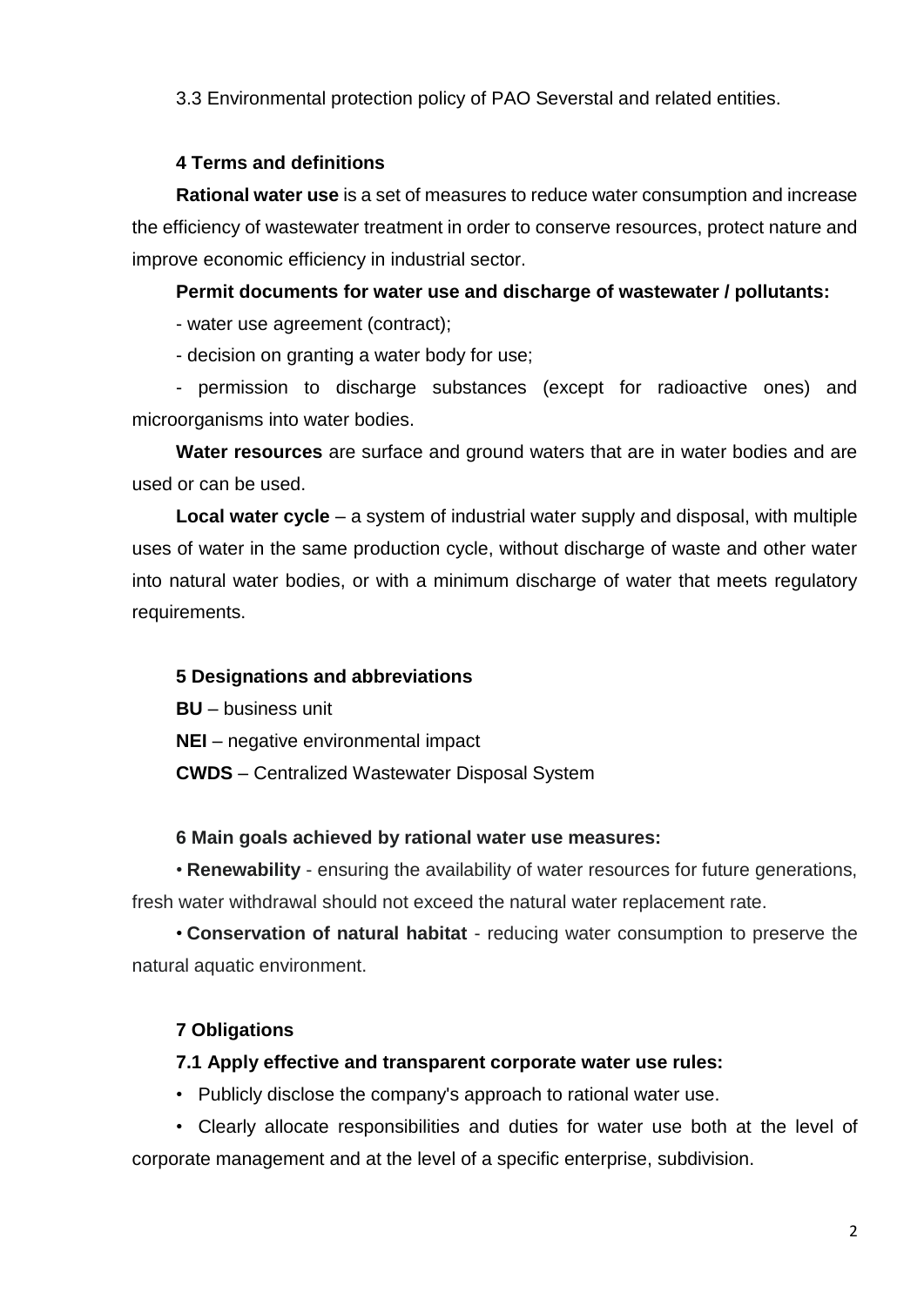3.3 Environmental protection policy of PAO Severstal and related entities.

## 4 Terms and definitions

**Rational water use** is a set of measures to reduce water consumption and increase the efficiency of wastewater treatment in order to conserve resources, protect nature and improve economic efficiency in industrial sector.

**Permit documents for water use and discharge of wastewater / pollutants:**

- water use agreement (contract);
- decision on granting a water body for use;
- permission to discharge substances (except for radioactive ones) and microorganisms into water bodies.

**Water resources** are surface and ground waters that are in water bodies and are used or can be used.

**Local water cycle** – a system of industrial water supply and disposal, with multiple uses of water in the same production cycle, without discharge of waste and other water into natural water bodies, or with a minimum discharge of water that meets regulatory requirements.

## 5 Designations and abbreviations

**BU** – business unit

**NEI** – negative environmental impact

**CWDS** – Centralized Wastewater Disposal System

## 6 Main goals achieved by rational water use measures:

- **Renewability** - ensuring the availability of water resources for future generations, fresh water withdrawal should not exceed the natural water replacement rate.
- **Conservation of natural habitat** - reducing water consumption to preserve the natural aquatic environment.

## 7 Obligations

### 7.1 Apply effective and transparent corporate water use rules:

- Publicly disclose the company's approach to rational water use.
- Clearly allocate responsibilities and duties for water use both at the level of corporate management and at the level of a specific enterprise, subdivision.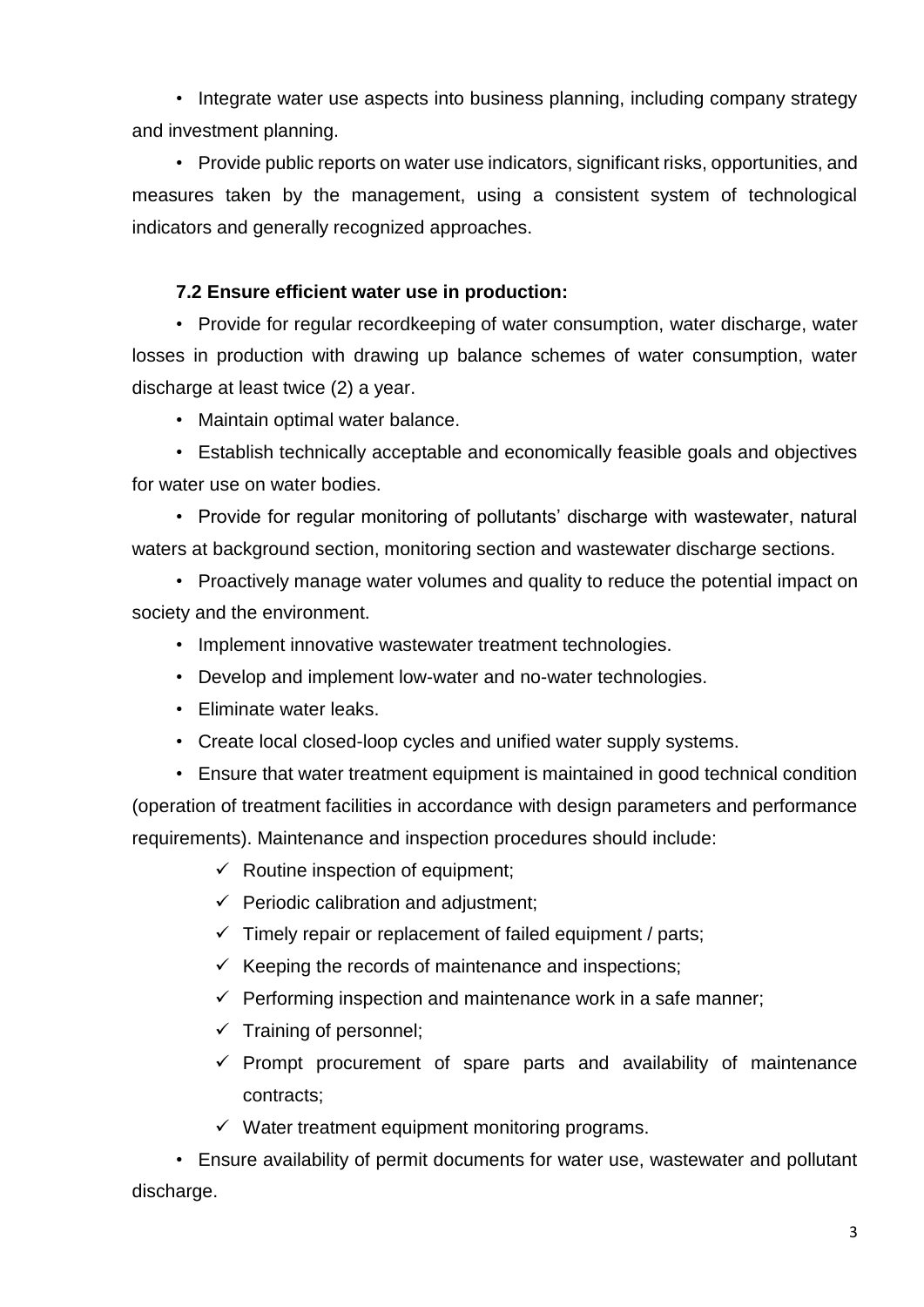- Integrate water use aspects into business planning, including company strategy and investment planning.
- Provide public reports on water use indicators, significant risks, opportunities, and measures taken by the management, using a consistent system of technological indicators and generally recognized approaches.

**7.2 Ensure efficient water use in production:**

- Provide for regular recordkeeping of water consumption, water discharge, water losses in production with drawing up balance schemes of water consumption, water discharge at least twice (2) a year.
- Maintain optimal water balance.
- Establish technically acceptable and economically feasible goals and objectives for water use on water bodies.
- Provide for regular monitoring of pollutants' discharge with wastewater, natural waters at background section, monitoring section and wastewater discharge sections.
- Proactively manage water volumes and quality to reduce the potential impact on society and the environment.
- Implement innovative wastewater treatment technologies.
- Develop and implement low-water and no-water technologies.
- Eliminate water leaks.
- Create local closed-loop cycles and unified water supply systems.
- Ensure that water treatment equipment is maintained in good technical condition (operation of treatment facilities in accordance with design parameters and performance requirements). Maintenance and inspection procedures should include:
  - ✓ Routine inspection of equipment;
  - ✓ Periodic calibration and adjustment;
  - ✓ Timely repair or replacement of failed equipment / parts;
  - ✓ Keeping the records of maintenance and inspections;
  - ✓ Performing inspection and maintenance work in a safe manner;
  - ✓ Training of personnel;
  - ✓ Prompt procurement of spare parts and availability of maintenance contracts;
  - ✓ Water treatment equipment monitoring programs.
- Ensure availability of permit documents for water use, wastewater and pollutant discharge.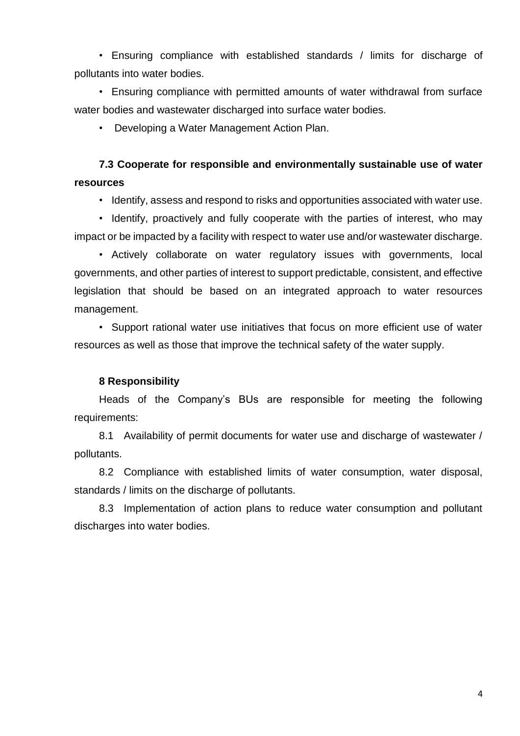- Ensuring compliance with established standards / limits for discharge of pollutants into water bodies.
- Ensuring compliance with permitted amounts of water withdrawal from surface water bodies and wastewater discharged into surface water bodies.
- Developing a Water Management Action Plan.

### 7.3 Cooperate for responsible and environmentally sustainable use of water resources

- Identify, assess and respond to risks and opportunities associated with water use.
- Identify, proactively and fully cooperate with the parties of interest, who may impact or be impacted by a facility with respect to water use and/or wastewater discharge.
- Actively collaborate on water regulatory issues with governments, local governments, and other parties of interest to support predictable, consistent, and effective legislation that should be based on an integrated approach to water resources management.
- Support rational water use initiatives that focus on more efficient use of water resources as well as those that improve the technical safety of the water supply.

## 8 Responsibility

Heads of the Company's BUs are responsible for meeting the following requirements:

8.1 Availability of permit documents for water use and discharge of wastewater / pollutants.

8.2 Compliance with established limits of water consumption, water disposal, standards / limits on the discharge of pollutants.

8.3 Implementation of action plans to reduce water consumption and pollutant discharges into water bodies.